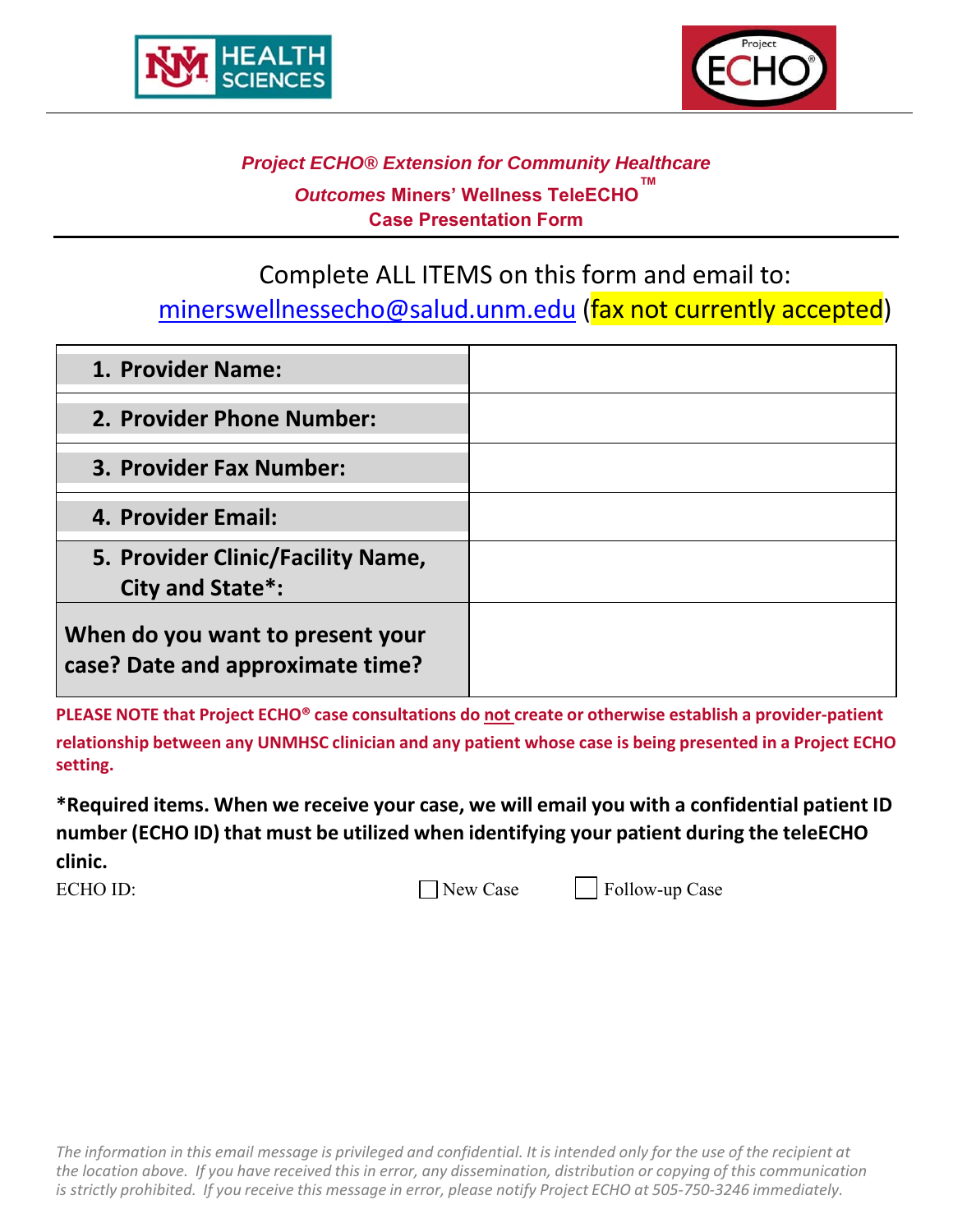**_Project ECHO® Extension for Community Healthcare_**

**_Outcomes_ Miners' Wellness TeleECHO™**

**Case Presentation Form**

Complete ALL ITEMS on this form and email to:
minerswellnessecho@salud.unm.edu (fax not currently accepted)

| | |
|---|---|
| **1. Provider Name:** | |
| **2. Provider Phone Number:** | |
| **3. Provider Fax Number:** | |
| **4. Provider Email:** | |
| **5. Provider Clinic/Facility Name, City and State*:** | |
| **When do you want to present your case? Date and approximate time?** | |

**PLEASE NOTE that Project ECHO® case consultations do not create or otherwise establish a provider-patient relationship between any UNMHSC clinician and any patient whose case is being presented in a Project ECHO setting.**

**\*Required items. When we receive your case, we will email you with a confidential patient ID number (ECHO ID) that must be utilized when identifying your patient during the teleECHO clinic.**

ECHO ID: ☐ New Case ☐ Follow-up Case

*The information in this email message is privileged and confidential. It is intended only for the use of the recipient at the location above. If you have received this in error, any dissemination, distribution or copying of this communication is strictly prohibited. If you receive this message in error, please notify Project ECHO at 505-750-3246 immediately.*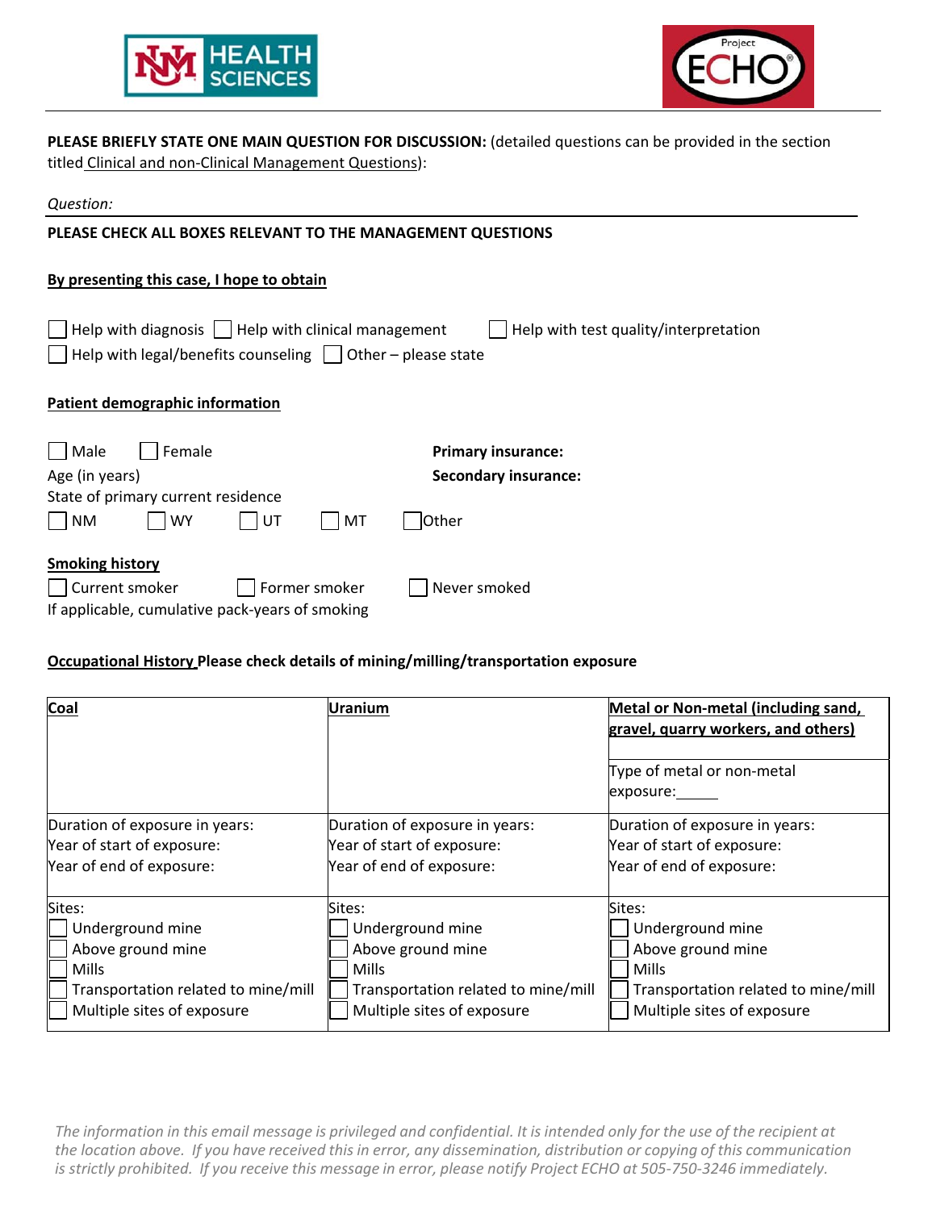**PLEASE BRIEFLY STATE ONE MAIN QUESTION FOR DISCUSSION:** (detailed questions can be provided in the section titled Clinical and non-Clinical Management Questions):

*Question:*

**PLEASE CHECK ALL BOXES RELEVANT TO THE MANAGEMENT QUESTIONS**

**By presenting this case, I hope to obtain**

☐ Help with diagnosis ☐ Help with clinical management ☐ Help with test quality/interpretation
☐ Help with legal/benefits counseling ☐ Other – please state

**Patient demographic information**

☐ Male ☐ Female

Age (in years)

State of primary current residence

☐ NM ☐ WY ☐ UT ☐ MT ☐ Other

**Primary insurance:**

**Secondary insurance:**

**Smoking history**

☐ Current smoker ☐ Former smoker ☐ Never smoked

If applicable, cumulative pack-years of smoking

**Occupational History Please check details of mining/milling/transportation exposure**

| **Coal** | **Uranium** | **Metal or Non-metal (including sand, gravel, quarry workers, and others)**<br><br>Type of metal or non-metal exposure:_____ |
|---|---|---|
| Duration of exposure in years:<br>Year of start of exposure:<br>Year of end of exposure: | Duration of exposure in years:<br>Year of start of exposure:<br>Year of end of exposure: | Duration of exposure in years:<br>Year of start of exposure:<br>Year of end of exposure: |
| Sites:<br>☐ Underground mine<br>☐ Above ground mine<br>☐ Mills<br>☐ Transportation related to mine/mill<br>☐ Multiple sites of exposure | Sites:<br>☐ Underground mine<br>☐ Above ground mine<br>☐ Mills<br>☐ Transportation related to mine/mill<br>☐ Multiple sites of exposure | Sites:<br>☐ Underground mine<br>☐ Above ground mine<br>☐ Mills<br>☐ Transportation related to mine/mill<br>☐ Multiple sites of exposure |

*The information in this email message is privileged and confidential. It is intended only for the use of the recipient at the location above. If you have received this in error, any dissemination, distribution or copying of this communication is strictly prohibited. If you receive this message in error, please notify Project ECHO at 505-750-3246 immediately.*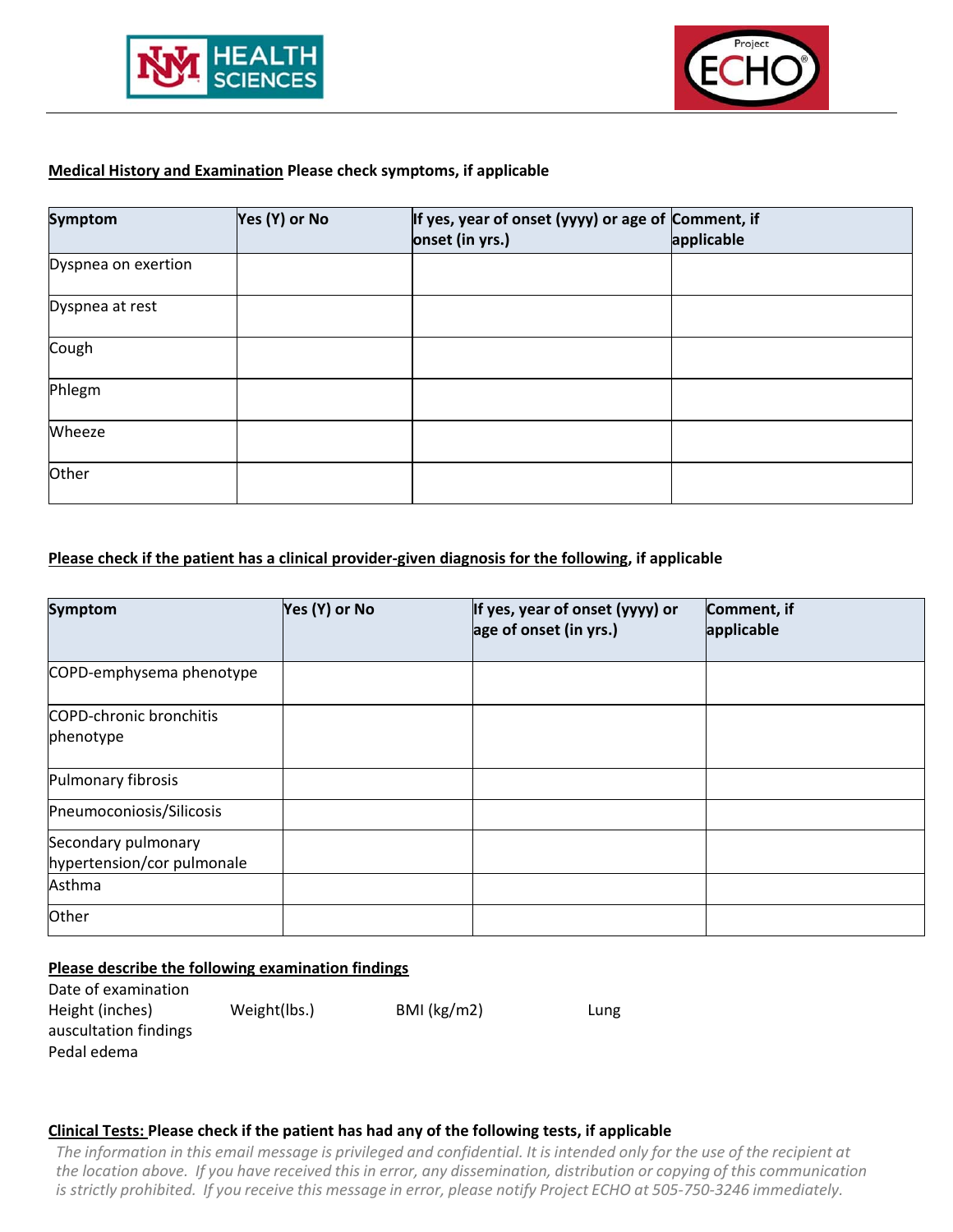**Medical History and Examination** Please check symptoms, if applicable

| Symptom | Yes (Y) or No | If yes, year of onset (yyyy) or age of onset (in yrs.) | Comment, if applicable |
|---|---|---|---|
| Dyspnea on exertion | | | |
| Dyspnea at rest | | | |
| Cough | | | |
| Phlegm | | | |
| Wheeze | | | |
| Other | | | |

**Please check if the patient has a clinical provider-given diagnosis for the following, if applicable**

| Symptom | Yes (Y) or No | If yes, year of onset (yyyy) or age of onset (in yrs.) | Comment, if applicable |
|---|---|---|---|
| COPD-emphysema phenotype | | | |
| COPD-chronic bronchitis phenotype | | | |
| Pulmonary fibrosis | | | |
| Pneumoconiosis/Silicosis | | | |
| Secondary pulmonary hypertension/cor pulmonale | | | |
| Asthma | | | |
| Other | | | |

**Please describe the following examination findings**

Date of examination

Height (inches) Weight(lbs.) BMI (kg/m2) Lung auscultation findings

Pedal edema

**Clinical Tests:** Please check if the patient has had any of the following tests, if applicable

*The information in this email message is privileged and confidential. It is intended only for the use of the recipient at the location above. If you have received this in error, any dissemination, distribution or copying of this communication is strictly prohibited. If you receive this message in error, please notify Project ECHO at 505-750-3246 immediately.*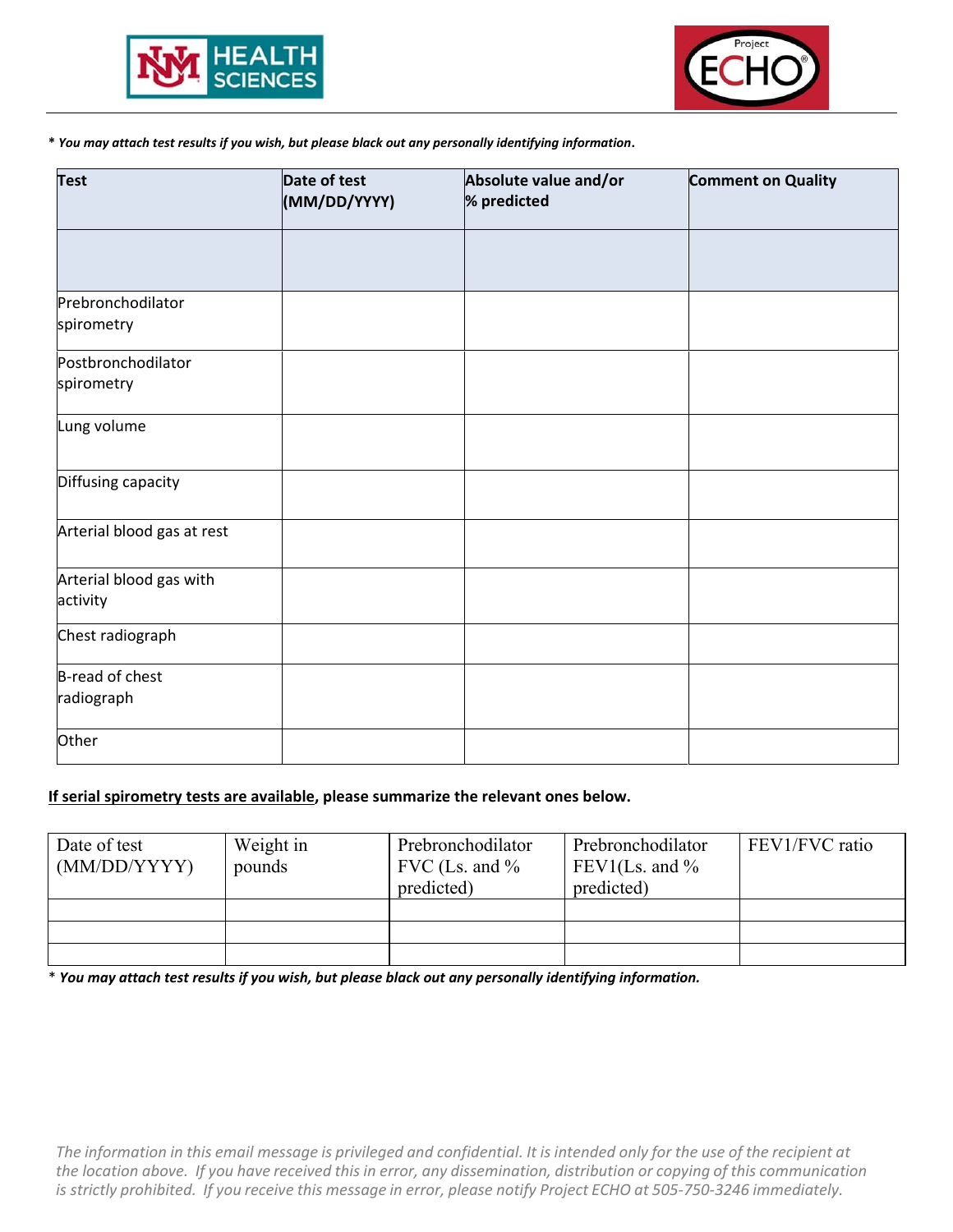*\* You may attach test results if you wish, but please black out any personally identifying information.*

| Test | Date of test (MM/DD/YYYY) | Absolute value and/or % predicted | Comment on Quality |
|---|---|---|---|
| | | | |
| Prebronchodilator spirometry | | | |
| Postbronchodilator spirometry | | | |
| Lung volume | | | |
| Diffusing capacity | | | |
| Arterial blood gas at rest | | | |
| Arterial blood gas with activity | | | |
| Chest radiograph | | | |
| B-read of chest radiograph | | | |
| Other | | | |

**<u>If serial spirometry tests are available</u>, please summarize the relevant ones below.**

| Date of test (MM/DD/YYYY) | Weight in pounds | Prebronchodilator FVC (Ls. and % predicted) | Prebronchodilator FEV1(Ls. and % predicted) | FEV1/FVC ratio |
|---|---|---|---|---|
| | | | | |
| | | | | |
| | | | | |

\* ***You may attach test results if you wish, but please black out any personally identifying information.***

*The information in this email message is privileged and confidential. It is intended only for the use of the recipient at the location above. If you have received this in error, any dissemination, distribution or copying of this communication is strictly prohibited. If you receive this message in error, please notify Project ECHO at 505-750-3246 immediately.*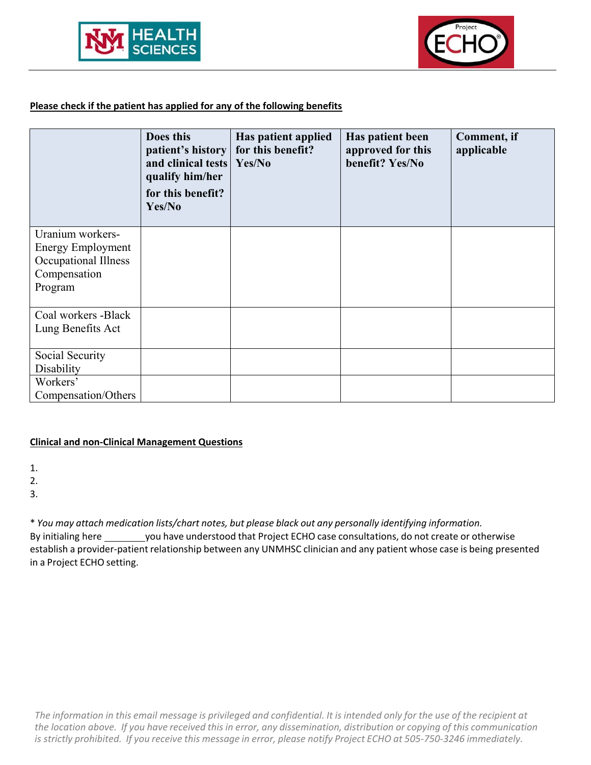**Please check if the patient has applied for any of the following benefits**

| | Does this patient's history and clinical tests qualify him/her for this benefit? Yes/No | Has patient applied for this benefit? Yes/No | Has patient been approved for this benefit? Yes/No | Comment, if applicable |
|---|---|---|---|---|
| Uranium workers-Energy Employment Occupational Illness Compensation Program | | | | |
| Coal workers -Black Lung Benefits Act | | | | |
| Social Security Disability | | | | |
| Workers' Compensation/Others | | | | |

**Clinical and non-Clinical Management Questions**

1.
2.
3.

* *You may attach medication lists/chart notes, but please black out any personally identifying information.*

By initialing here ________you have understood that Project ECHO case consultations, do not create or otherwise establish a provider-patient relationship between any UNMHSC clinician and any patient whose case is being presented in a Project ECHO setting.

*The information in this email message is privileged and confidential. It is intended only for the use of the recipient at the location above. If you have received this in error, any dissemination, distribution or copying of this communication is strictly prohibited. If you receive this message in error, please notify Project ECHO at 505-750-3246 immediately.*